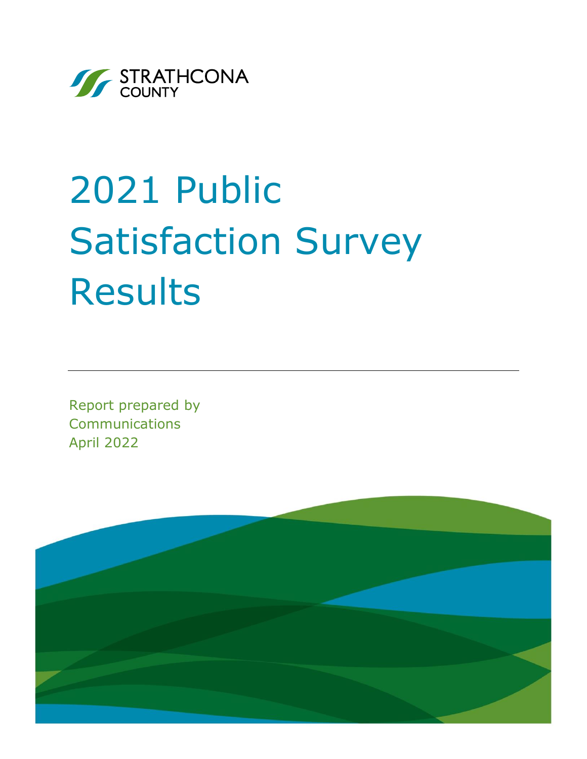STRATHCONA COUNTY

# 2021 Public Satisfaction Survey Results

---

Report prepared by
Communications
April 2022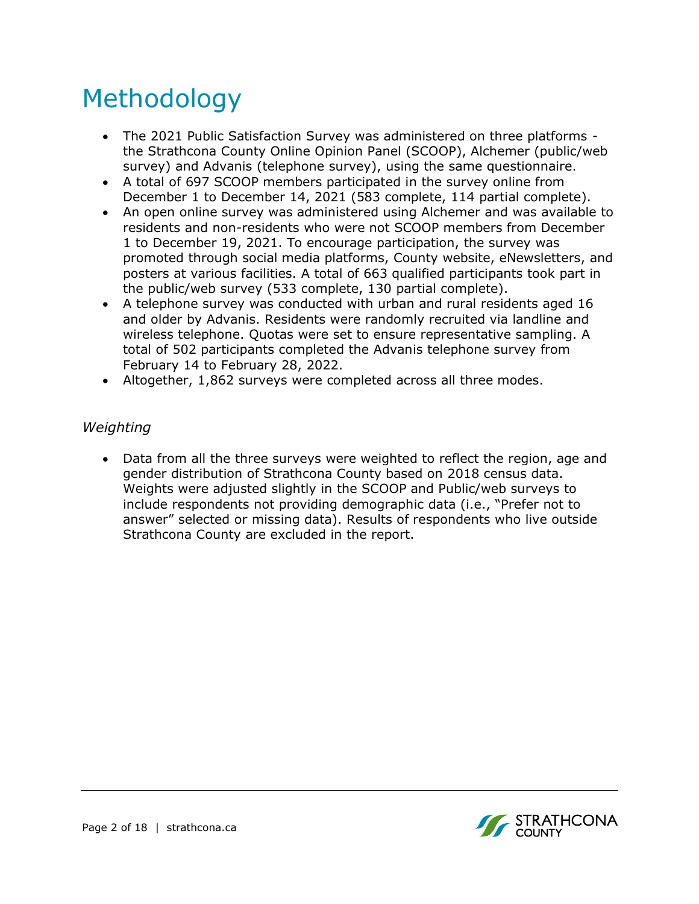# Methodology

- The 2021 Public Satisfaction Survey was administered on three platforms - the Strathcona County Online Opinion Panel (SCOOP), Alchemer (public/web survey) and Advanis (telephone survey), using the same questionnaire.
- A total of 697 SCOOP members participated in the survey online from December 1 to December 14, 2021 (583 complete, 114 partial complete).
- An open online survey was administered using Alchemer and was available to residents and non-residents who were not SCOOP members from December 1 to December 19, 2021. To encourage participation, the survey was promoted through social media platforms, County website, eNewsletters, and posters at various facilities. A total of 663 qualified participants took part in the public/web survey (533 complete, 130 partial complete).
- A telephone survey was conducted with urban and rural residents aged 16 and older by Advanis. Residents were randomly recruited via landline and wireless telephone. Quotas were set to ensure representative sampling. A total of 502 participants completed the Advanis telephone survey from February 14 to February 28, 2022.
- Altogether, 1,862 surveys were completed across all three modes.

### *Weighting*

- Data from all the three surveys were weighted to reflect the region, age and gender distribution of Strathcona County based on 2018 census data. Weights were adjusted slightly in the SCOOP and Public/web surveys to include respondents not providing demographic data (i.e., "Prefer not to answer" selected or missing data). Results of respondents who live outside Strathcona County are excluded in the report.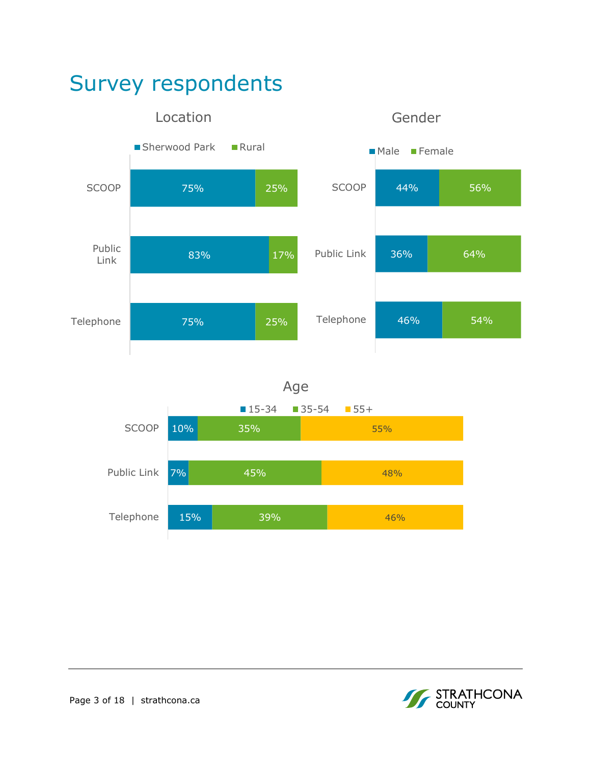# Survey respondents

### Location

| | Sherwood Park | Rural |
|---|---|---|
| SCOOP | 75% | 25% |
| Public Link | 83% | 17% |
| Telephone | 75% | 25% |

### Gender

| | Male | Female |
|---|---|---|
| SCOOP | 44% | 56% |
| Public Link | 36% | 64% |
| Telephone | 46% | 54% |

### Age

| | 15-34 | 35-54 | 55+ |
|---|---|---|---|
| SCOOP | 10% | 35% | 55% |
| Public Link | 7% | 45% | 48% |
| Telephone | 15% | 39% | 46% |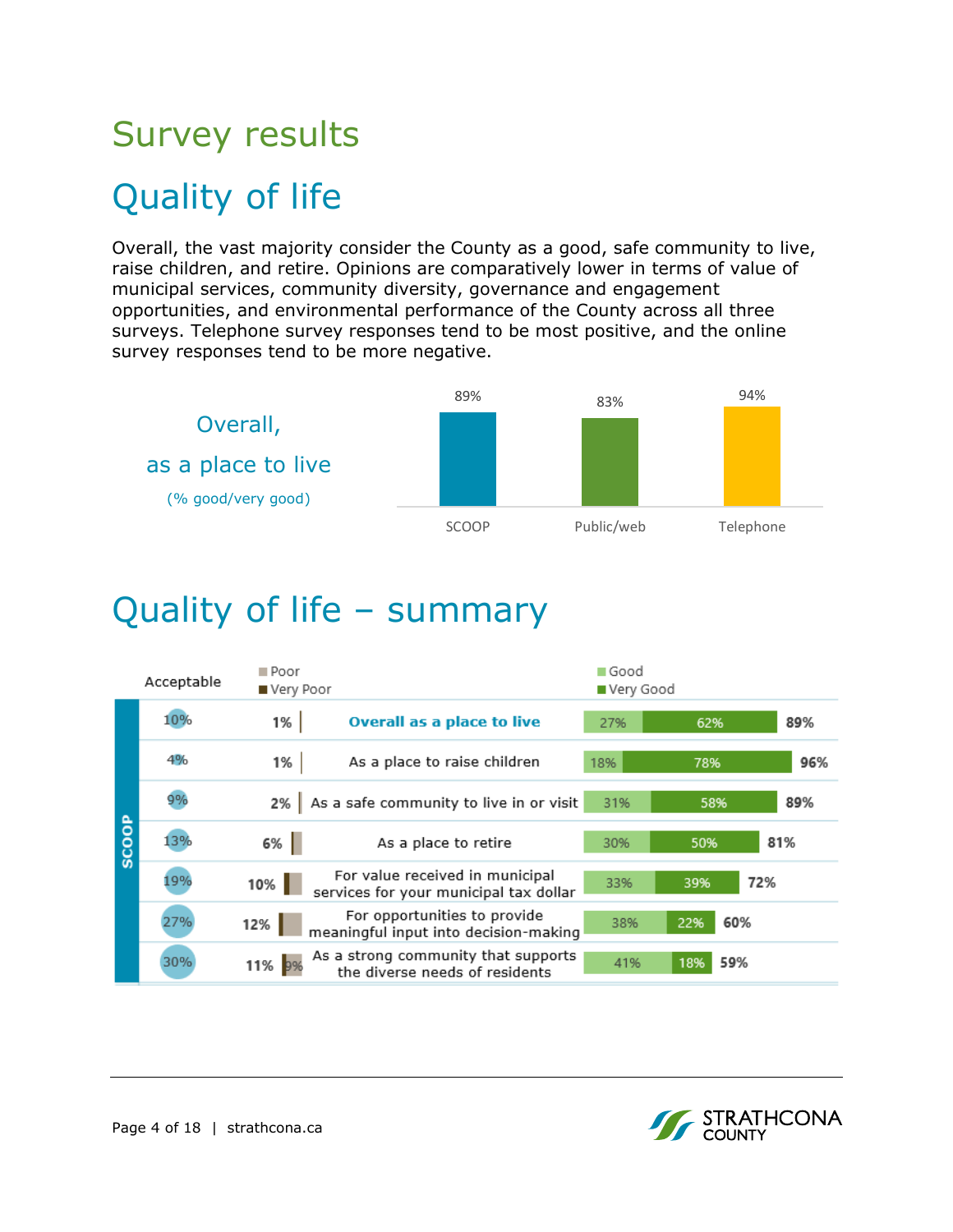# Survey results

## Quality of life

Overall, the vast majority consider the County as a good, safe community to live, raise children, and retire. Opinions are comparatively lower in terms of value of municipal services, community diversity, governance and engagement opportunities, and environmental performance of the County across all three surveys. Telephone survey responses tend to be most positive, and the online survey responses tend to be more negative.

**Overall, as a place to live** (% good/very good)

| SCOOP | Public/web | Telephone |
|---|---|---|
| 89% | 83% | 94% |

## Quality of life – summary

SCOOP

| Acceptable | Poor / Very Poor | | Good | Very Good | Total Good/Very Good |
|---|---|---|---|---|---|
| 10% | 1% | **Overall as a place to live** | 27% | 62% | 89% |
| 4% | 1% | As a place to raise children | 18% | 78% | 96% |
| 9% | 2% | As a safe community to live in or visit | 31% | 58% | 89% |
| 13% | 6% | As a place to retire | 30% | 50% | 81% |
| 19% | 10% | For value received in municipal services for your municipal tax dollar | 33% | 39% | 72% |
| 27% | 12% | For opportunities to provide meaningful input into decision-making | 38% | 22% | 60% |
| 30% | 11% (9%) | As a strong community that supports the diverse needs of residents | 41% | 18% | 59% |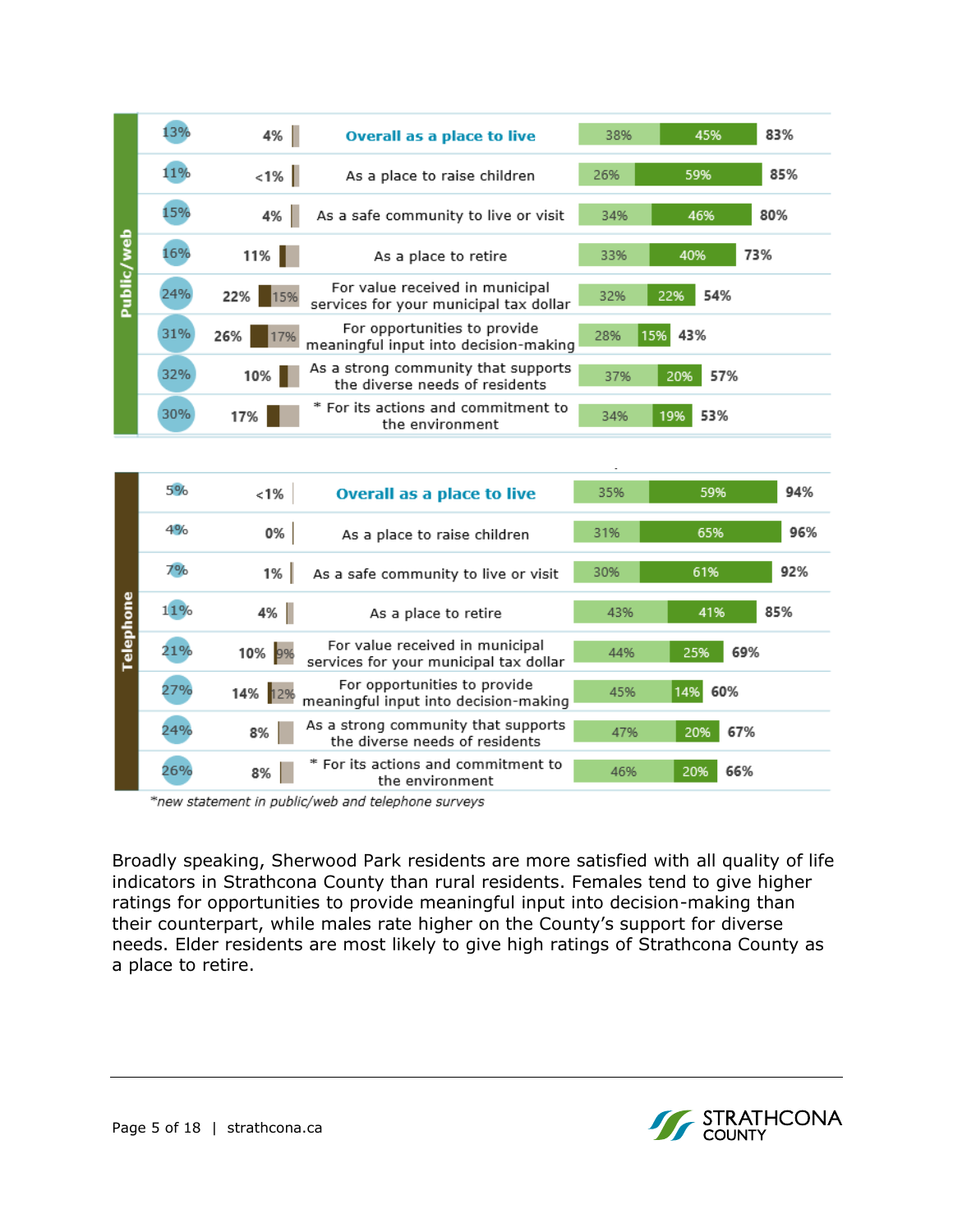| Survey | Neutral | Dissatisfied (total) | Very dissatisfied | Indicator | Somewhat satisfied | Very satisfied | Satisfied (total) |
|---|---|---|---|---|---|---|---|
| Public/web | 13% | 4% | | **Overall as a place to live** | 38% | 45% | 83% |
| Public/web | 11% | <1% | | As a place to raise children | 26% | 59% | 85% |
| Public/web | 15% | 4% | | As a safe community to live or visit | 34% | 46% | 80% |
| Public/web | 16% | 11% | | As a place to retire | 33% | 40% | 73% |
| Public/web | 24% | 22% | 15% | For value received in municipal services for your municipal tax dollar | 32% | 22% | 54% |
| Public/web | 31% | 26% | 17% | For opportunities to provide meaningful input into decision-making | 28% | 15% | 43% |
| Public/web | 32% | 10% | | As a strong community that supports the diverse needs of residents | 37% | 20% | 57% |
| Public/web | 30% | 17% | | * For its actions and commitment to the environment | 34% | 19% | 53% |
| Telephone | 5% | <1% | | **Overall as a place to live** | 35% | 59% | 94% |
| Telephone | 4% | 0% | | As a place to raise children | 31% | 65% | 96% |
| Telephone | 7% | 1% | | As a safe community to live or visit | 30% | 61% | 92% |
| Telephone | 11% | 4% | | As a place to retire | 43% | 41% | 85% |
| Telephone | 21% | 10% | 9% | For value received in municipal services for your municipal tax dollar | 44% | 25% | 69% |
| Telephone | 27% | 14% | 12% | For opportunities to provide meaningful input into decision-making | 45% | 14% | 60% |
| Telephone | 24% | 8% | | As a strong community that supports the diverse needs of residents | 47% | 20% | 67% |
| Telephone | 26% | 8% | | * For its actions and commitment to the environment | 46% | 20% | 66% |

*new statement in public/web and telephone surveys

Broadly speaking, Sherwood Park residents are more satisfied with all quality of life indicators in Strathcona County than rural residents. Females tend to give higher ratings for opportunities to provide meaningful input into decision-making than their counterpart, while males rate higher on the County's support for diverse needs. Elder residents are most likely to give high ratings of Strathcona County as a place to retire.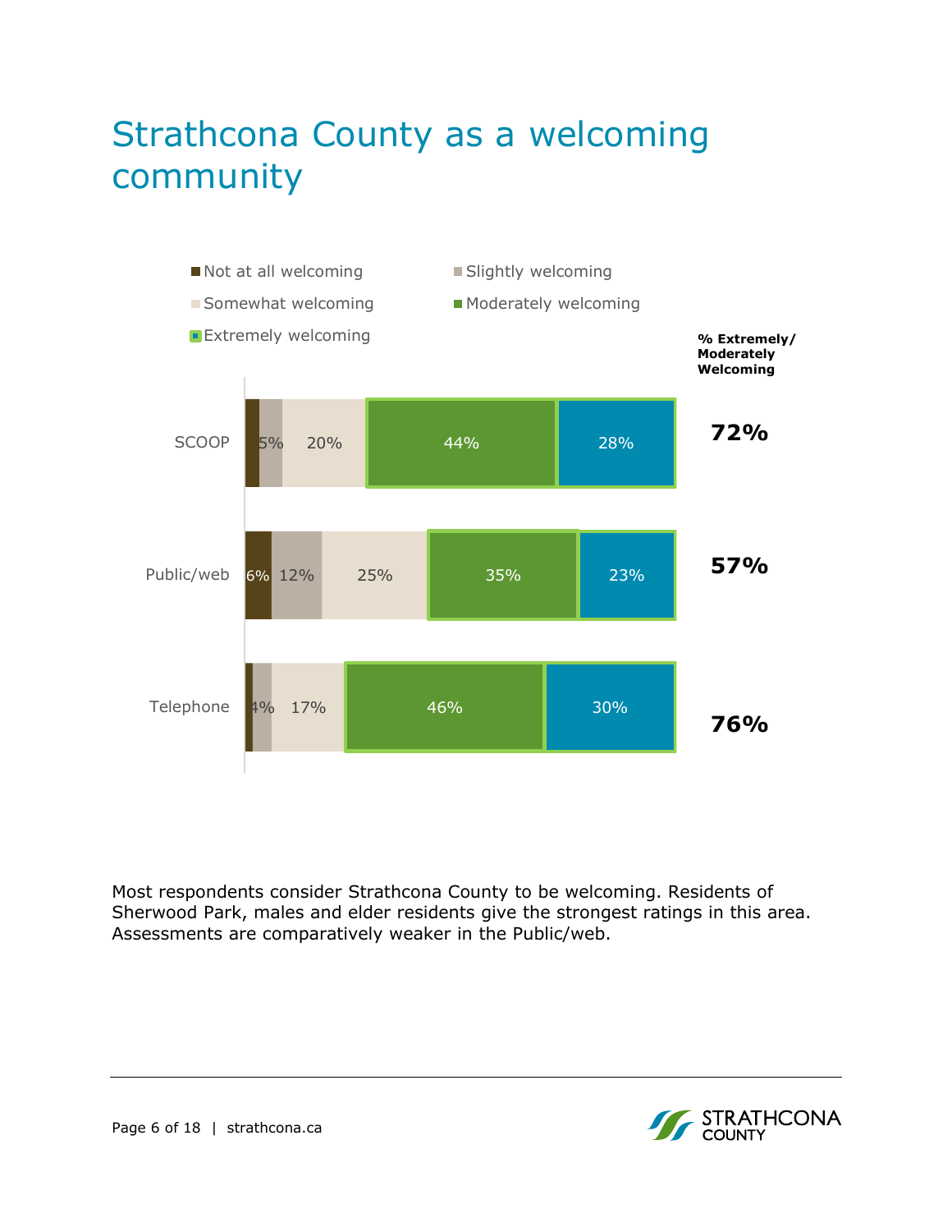# Strathcona County as a welcoming community

| | Not at all welcoming | Slightly welcoming | Somewhat welcoming | Moderately welcoming | Extremely welcoming | % Extremely/ Moderately Welcoming |
|---|---|---|---|---|---|---|
| SCOOP | | 5% | 20% | 44% | 28% | 72% |
| Public/web | 6% | 12% | 25% | 35% | 23% | 57% |
| Telephone | | 4% | 17% | 46% | 30% | 76% |

Most respondents consider Strathcona County to be welcoming. Residents of Sherwood Park, males and elder residents give the strongest ratings in this area. Assessments are comparatively weaker in the Public/web.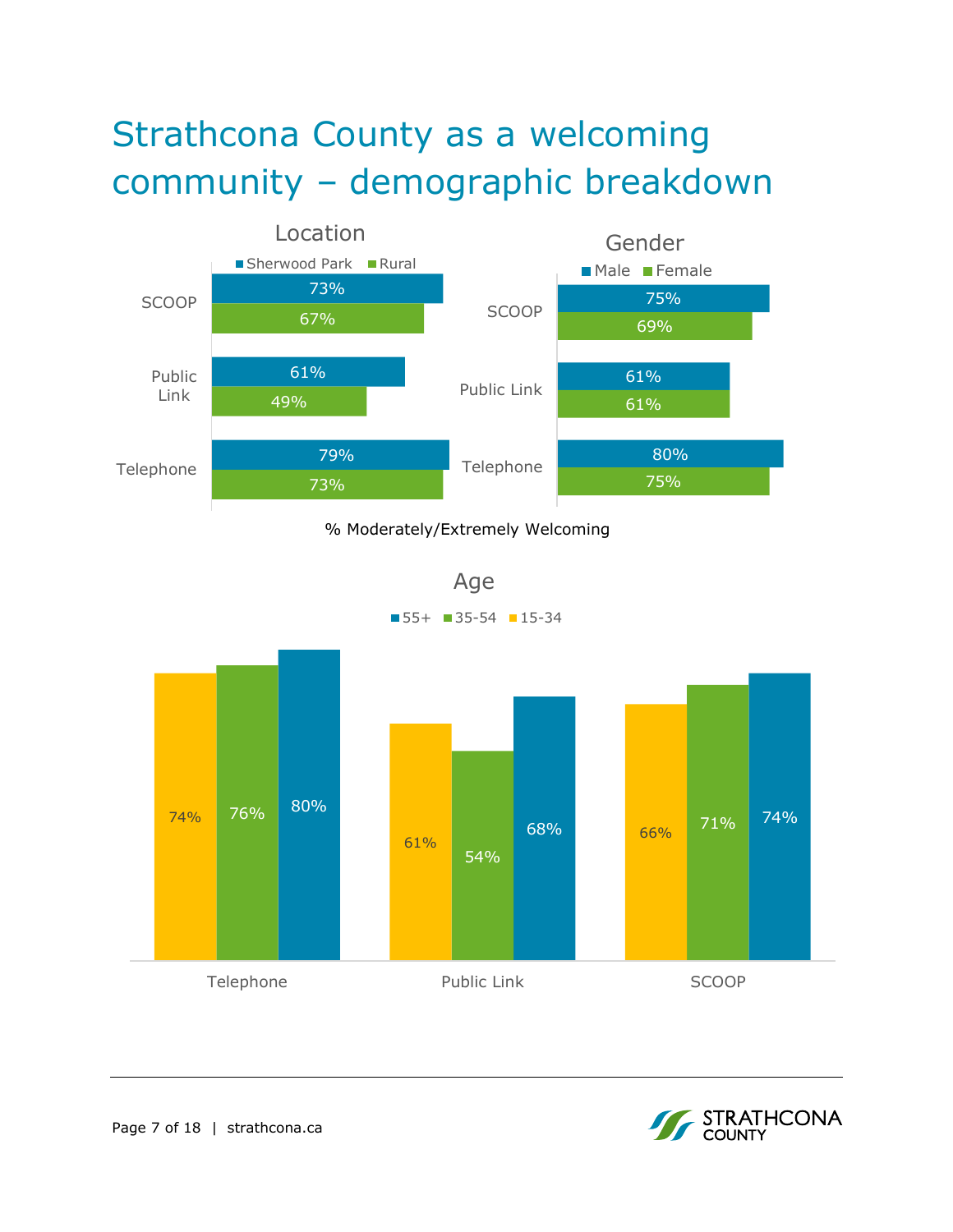# Strathcona County as a welcoming community – demographic breakdown

### Location

| | Sherwood Park | Rural |
|---|---|---|
| SCOOP | 73% | 67% |
| Public Link | 61% | 49% |
| Telephone | 79% | 73% |

### Gender

| | Male | Female |
|---|---|---|
| SCOOP | 75% | 69% |
| Public Link | 61% | 61% |
| Telephone | 80% | 75% |

% Moderately/Extremely Welcoming

### Age

| | 15-34 | 35-54 | 55+ |
|---|---|---|---|
| Telephone | 74% | 76% | 80% |
| Public Link | 61% | 54% | 68% |
| SCOOP | 66% | 71% | 74% |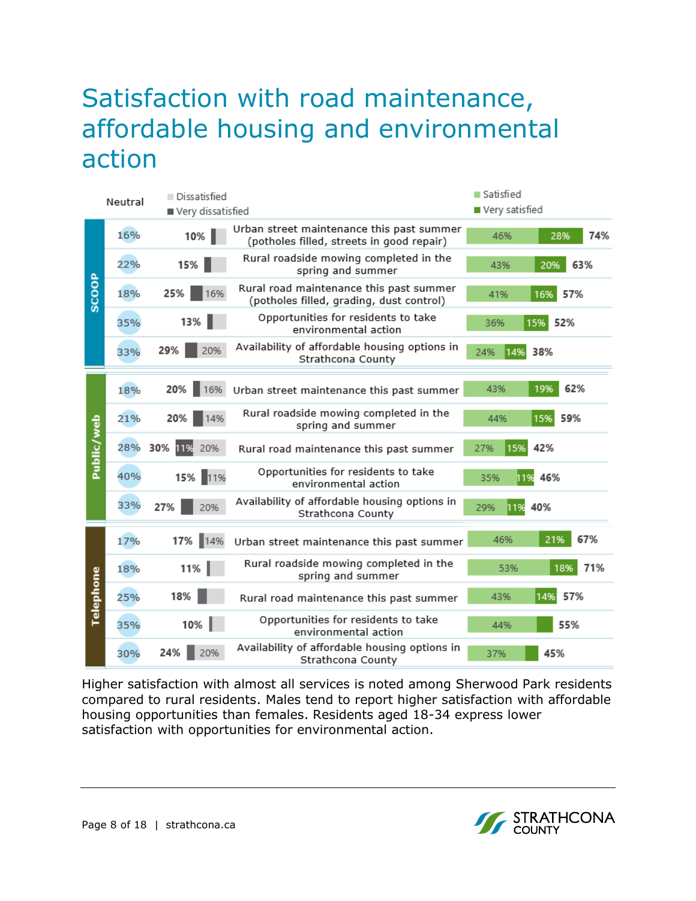# Satisfaction with road maintenance, affordable housing and environmental action

| Group | Neutral | Total dissatisfied | Very dissatisfied | Dissatisfied | Service | Satisfied | Very satisfied | Total satisfied |
|---|---|---|---|---|---|---|---|---|
| SCOOP | 16% | 10% | | | Urban street maintenance this past summer (potholes filled, streets in good repair) | 46% | 28% | 74% |
| SCOOP | 22% | 15% | | | Rural roadside mowing completed in the spring and summer | 43% | 20% | 63% |
| SCOOP | 18% | 25% | | 16% | Rural road maintenance this past summer (potholes filled, grading, dust control) | 41% | 16% | 57% |
| SCOOP | 35% | 13% | | | Opportunities for residents to take environmental action | 36% | 15% | 52% |
| SCOOP | 33% | 29% | | 20% | Availability of affordable housing options in Strathcona County | 24% | 14% | 38% |
| Public/web | 18% | 20% | | 16% | Urban street maintenance this past summer | 43% | 19% | 62% |
| Public/web | 21% | 20% | | 14% | Rural roadside mowing completed in the spring and summer | 44% | 15% | 59% |
| Public/web | 28% | 30% | 11% | 20% | Rural road maintenance this past summer | 27% | 15% | 42% |
| Public/web | 40% | 15% | | 11% | Opportunities for residents to take environmental action | 35% | 11% | 46% |
| Public/web | 33% | 27% | | 20% | Availability of affordable housing options in Strathcona County | 29% | 11% | 40% |
| Telephone | 17% | 17% | | 14% | Urban street maintenance this past summer | 46% | 21% | 67% |
| Telephone | 18% | 11% | | | Rural roadside mowing completed in the spring and summer | 53% | 18% | 71% |
| Telephone | 25% | 18% | | | Rural road maintenance this past summer | 43% | 14% | 57% |
| Telephone | 35% | 10% | | | Opportunities for residents to take environmental action | 44% | | 55% |
| Telephone | 30% | 24% | | 20% | Availability of affordable housing options in Strathcona County | 37% | | 45% |

Higher satisfaction with almost all services is noted among Sherwood Park residents compared to rural residents. Males tend to report higher satisfaction with affordable housing opportunities than females. Residents aged 18-34 express lower satisfaction with opportunities for environmental action.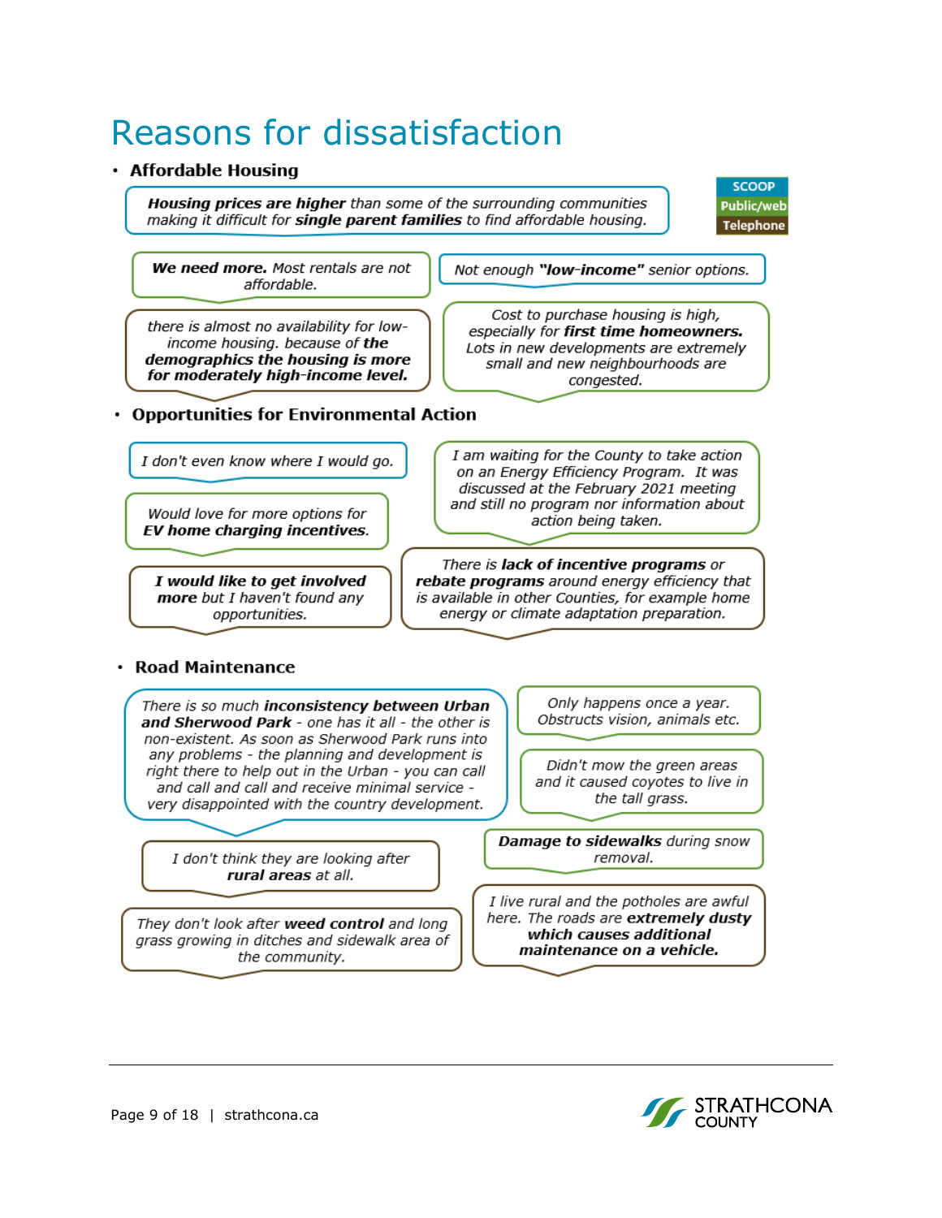# Reasons for dissatisfaction

SCOOP
Public/web
Telephone

- **Affordable Housing**

*__Housing prices are higher__ than some of the surrounding communities making it difficult for __single parent families__ to find affordable housing.*

*__We need more.__ Most rentals are not affordable.*

*Not enough __"low-income"__ senior options.*

*there is almost no availability for low-income housing. because of __the demographics the housing is more for moderately high-income level.__*

*Cost to purchase housing is high, especially for __first time homeowners.__ Lots in new developments are extremely small and new neighbourhoods are congested.*

- **Opportunities for Environmental Action**

*I don't even know where I would go.*

*I am waiting for the County to take action on an Energy Efficiency Program. It was discussed at the February 2021 meeting and still no program nor information about action being taken.*

*Would love for more options for __EV home charging incentives__.*

*__I would like to get involved more__ but I haven't found any opportunities.*

*There is __lack of incentive programs__ or __rebate programs__ around energy efficiency that is available in other Counties, for example home energy or climate adaptation preparation.*

- **Road Maintenance**

*There is so much __inconsistency between Urban and Sherwood Park__ - one has it all - the other is non-existent. As soon as Sherwood Park runs into any problems - the planning and development is right there to help out in the Urban - you can call and call and call and receive minimal service - very disappointed with the country development.*

*Only happens once a year. Obstructs vision, animals etc.*

*Didn't mow the green areas and it caused coyotes to live in the tall grass.*

*I don't think they are looking after __rural areas__ at all.*

*__Damage to sidewalks__ during snow removal.*

*They don't look after __weed control__ and long grass growing in ditches and sidewalk area of the community.*

*I live rural and the potholes are awful here. The roads are __extremely dusty which causes additional maintenance on a vehicle.__*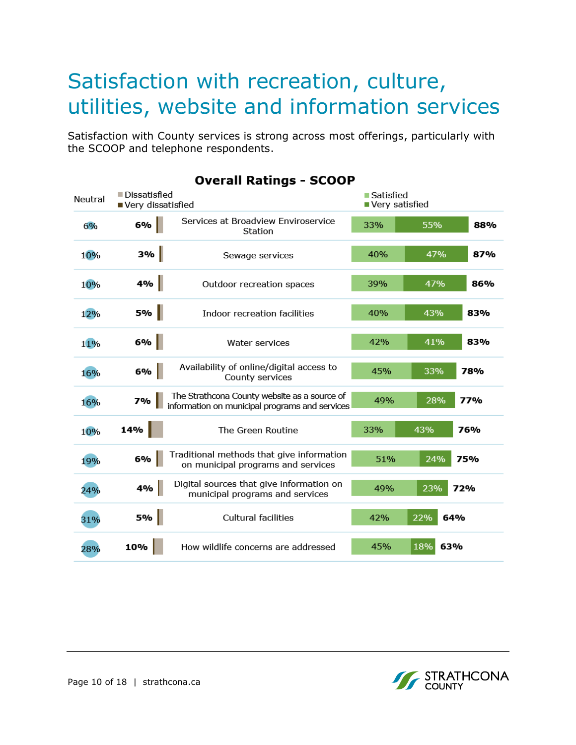# Satisfaction with recreation, culture, utilities, website and information services

Satisfaction with County services is strong across most offerings, particularly with the SCOOP and telephone respondents.

**Overall Ratings - SCOOP**

| Neutral | Dissatisfied / Very dissatisfied | Service | Satisfied | Very satisfied | Total satisfied |
|---|---|---|---|---|---|
| 6% | 6% | Services at Broadview Enviroservice Station | 33% | 55% | 88% |
| 10% | 3% | Sewage services | 40% | 47% | 87% |
| 10% | 4% | Outdoor recreation spaces | 39% | 47% | 86% |
| 12% | 5% | Indoor recreation facilities | 40% | 43% | 83% |
| 11% | 6% | Water services | 42% | 41% | 83% |
| 16% | 6% | Availability of online/digital access to County services | 45% | 33% | 78% |
| 16% | 7% | The Strathcona County website as a source of information on municipal programs and services | 49% | 28% | 77% |
| 10% | 14% | The Green Routine | 33% | 43% | 76% |
| 19% | 6% | Traditional methods that give information on municipal programs and services | 51% | 24% | 75% |
| 24% | 4% | Digital sources that give information on municipal programs and services | 49% | 23% | 72% |
| 31% | 5% | Cultural facilities | 42% | 22% | 64% |
| 28% | 10% | How wildlife concerns are addressed | 45% | 18% | 63% |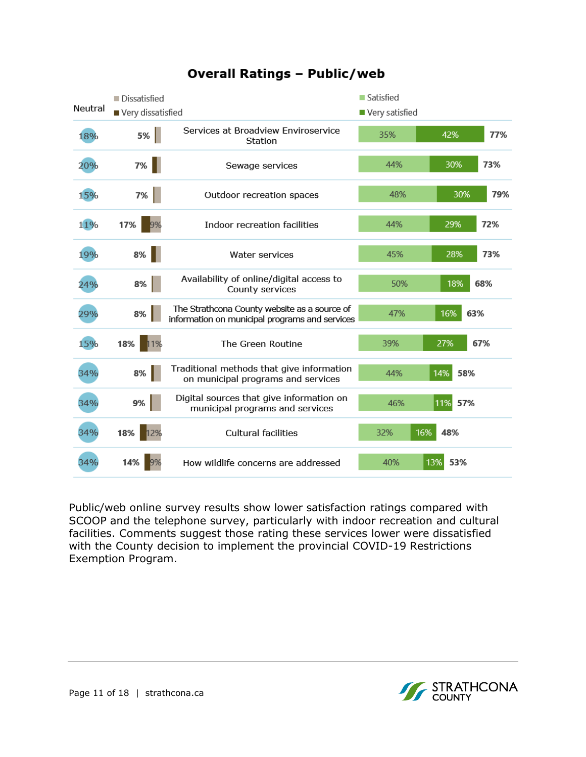## Overall Ratings – Public/web

| Neutral | Dissatisfied / Very dissatisfied (total) | Very dissatisfied | Dissatisfied | Service | Satisfied | Very satisfied | Satisfied / Very satisfied (total) |
|---|---|---|---|---|---|---|---|
| 18% | 5% | | | Services at Broadview Enviroservice Station | 35% | 42% | 77% |
| 20% | 7% | | | Sewage services | 44% | 30% | 73% |
| 15% | 7% | | | Outdoor recreation spaces | 48% | 30% | 79% |
| 11% | 17% | | 9% | Indoor recreation facilities | 44% | 29% | 72% |
| 19% | 8% | | | Water services | 45% | 28% | 73% |
| 24% | 8% | | | Availability of online/digital access to County services | 50% | 18% | 68% |
| 29% | 8% | | | The Strathcona County website as a source of information on municipal programs and services | 47% | 16% | 63% |
| 15% | 18% | | 11% | The Green Routine | 39% | 27% | 67% |
| 34% | 8% | | | Traditional methods that give information on municipal programs and services | 44% | 14% | 58% |
| 34% | 9% | | | Digital sources that give information on municipal programs and services | 46% | 11% | 57% |
| 34% | 18% | | 12% | Cultural facilities | 32% | 16% | 48% |
| 34% | 14% | | 9% | How wildlife concerns are addressed | 40% | 13% | 53% |

Public/web online survey results show lower satisfaction ratings compared with SCOOP and the telephone survey, particularly with indoor recreation and cultural facilities. Comments suggest those rating these services lower were dissatisfied with the County decision to implement the provincial COVID-19 Restrictions Exemption Program.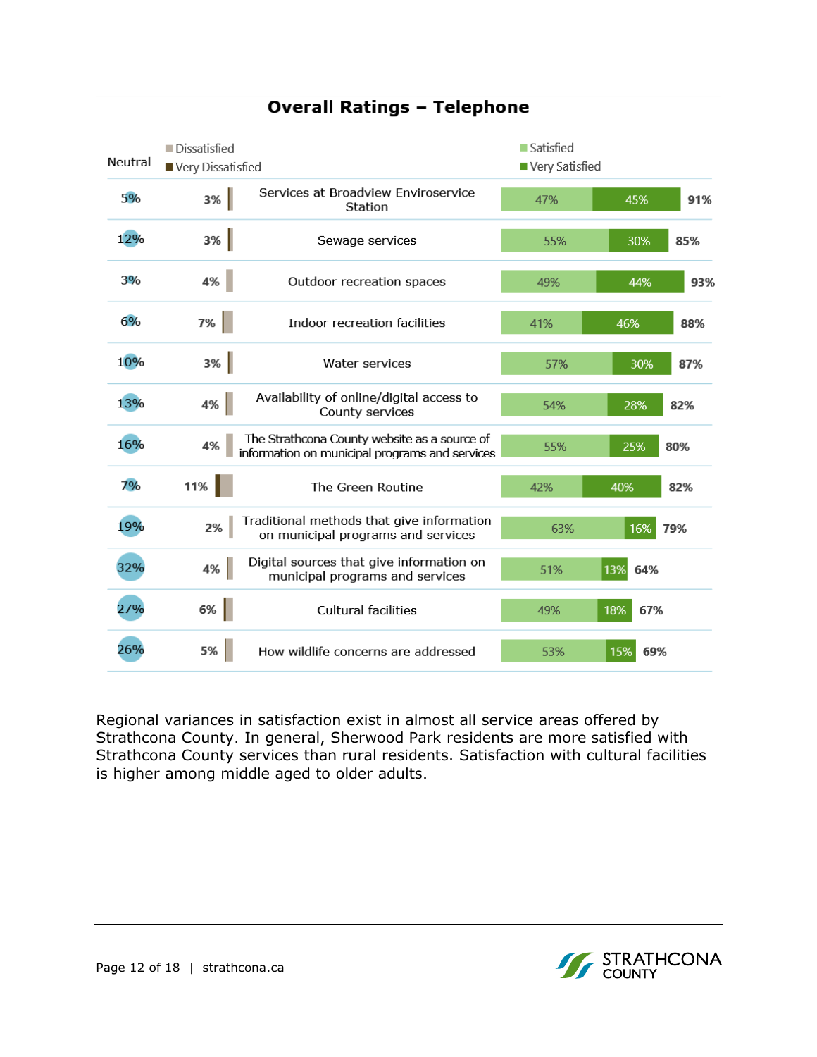## Overall Ratings – Telephone

| Neutral | Dissatisfied / Very Dissatisfied | Service | Satisfied | Very Satisfied | Total Satisfied |
|---|---|---|---|---|---|
| 5% | 3% | Services at Broadview Enviroservice Station | 47% | 45% | 91% |
| 12% | 3% | Sewage services | 55% | 30% | 85% |
| 3% | 4% | Outdoor recreation spaces | 49% | 44% | 93% |
| 6% | 7% | Indoor recreation facilities | 41% | 46% | 88% |
| 10% | 3% | Water services | 57% | 30% | 87% |
| 13% | 4% | Availability of online/digital access to County services | 54% | 28% | 82% |
| 16% | 4% | The Strathcona County website as a source of information on municipal programs and services | 55% | 25% | 80% |
| 7% | 11% | The Green Routine | 42% | 40% | 82% |
| 19% | 2% | Traditional methods that give information on municipal programs and services | 63% | 16% | 79% |
| 32% | 4% | Digital sources that give information on municipal programs and services | 51% | 13% | 64% |
| 27% | 6% | Cultural facilities | 49% | 18% | 67% |
| 26% | 5% | How wildlife concerns are addressed | 53% | 15% | 69% |

Regional variances in satisfaction exist in almost all service areas offered by Strathcona County. In general, Sherwood Park residents are more satisfied with Strathcona County services than rural residents. Satisfaction with cultural facilities is higher among middle aged to older adults.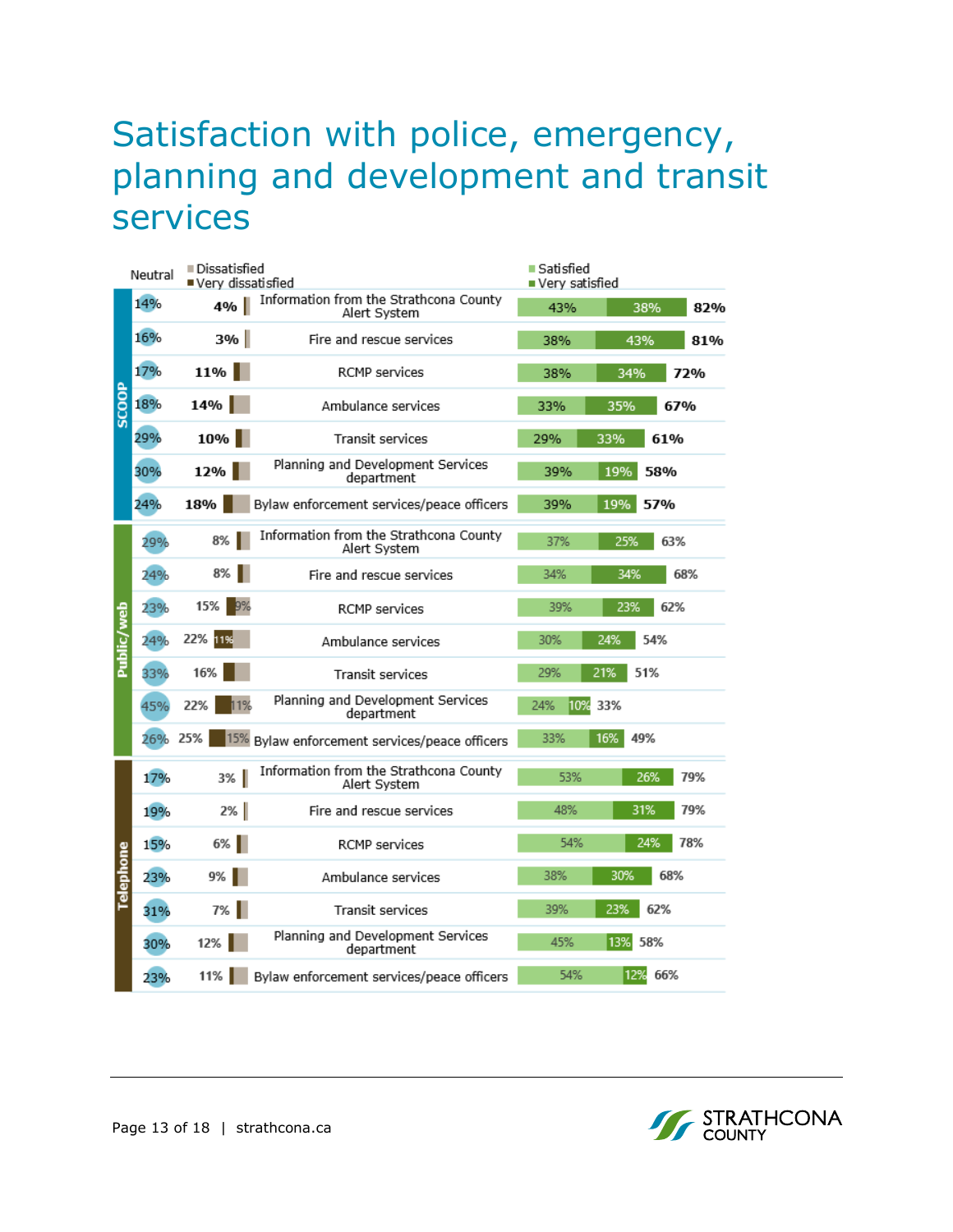# Satisfaction with police, emergency, planning and development and transit services

| Group | Service | Neutral | Dissatisfied / Very dissatisfied (total) | Very dissatisfied | Satisfied | Very satisfied | Satisfied / Very satisfied (total) |
|---|---|---|---|---|---|---|---|
| SCOOP | Information from the Strathcona County Alert System | 14% | 4% | | 43% | 38% | 82% |
| SCOOP | Fire and rescue services | 16% | 3% | | 38% | 43% | 81% |
| SCOOP | RCMP services | 17% | 11% | | 38% | 34% | 72% |
| SCOOP | Ambulance services | 18% | 14% | | 33% | 35% | 67% |
| SCOOP | Transit services | 29% | 10% | | 29% | 33% | 61% |
| SCOOP | Planning and Development Services department | 30% | 12% | | 39% | 19% | 58% |
| SCOOP | Bylaw enforcement services/peace officers | 24% | 18% | | 39% | 19% | 57% |
| Public/web | Information from the Strathcona County Alert System | 29% | 8% | | 37% | 25% | 63% |
| Public/web | Fire and rescue services | 24% | 8% | | 34% | 34% | 68% |
| Public/web | RCMP services | 23% | 15% | 9% | 39% | 23% | 62% |
| Public/web | Ambulance services | 24% | 22% | 11% | 30% | 24% | 54% |
| Public/web | Transit services | 33% | 16% | | 29% | 21% | 51% |
| Public/web | Planning and Development Services department | 45% | 22% | 11% | 24% | 10% | 33% |
| Public/web | Bylaw enforcement services/peace officers | 26% | 25% | 15% | 33% | 16% | 49% |
| Telephone | Information from the Strathcona County Alert System | 17% | 3% | | 53% | 26% | 79% |
| Telephone | Fire and rescue services | 19% | 2% | | 48% | 31% | 79% |
| Telephone | RCMP services | 15% | 6% | | 54% | 24% | 78% |
| Telephone | Ambulance services | 23% | 9% | | 38% | 30% | 68% |
| Telephone | Transit services | 31% | 7% | | 39% | 23% | 62% |
| Telephone | Planning and Development Services department | 30% | 12% | | 45% | 13% | 58% |
| Telephone | Bylaw enforcement services/peace officers | 23% | 11% | | 54% | 12% | 66% |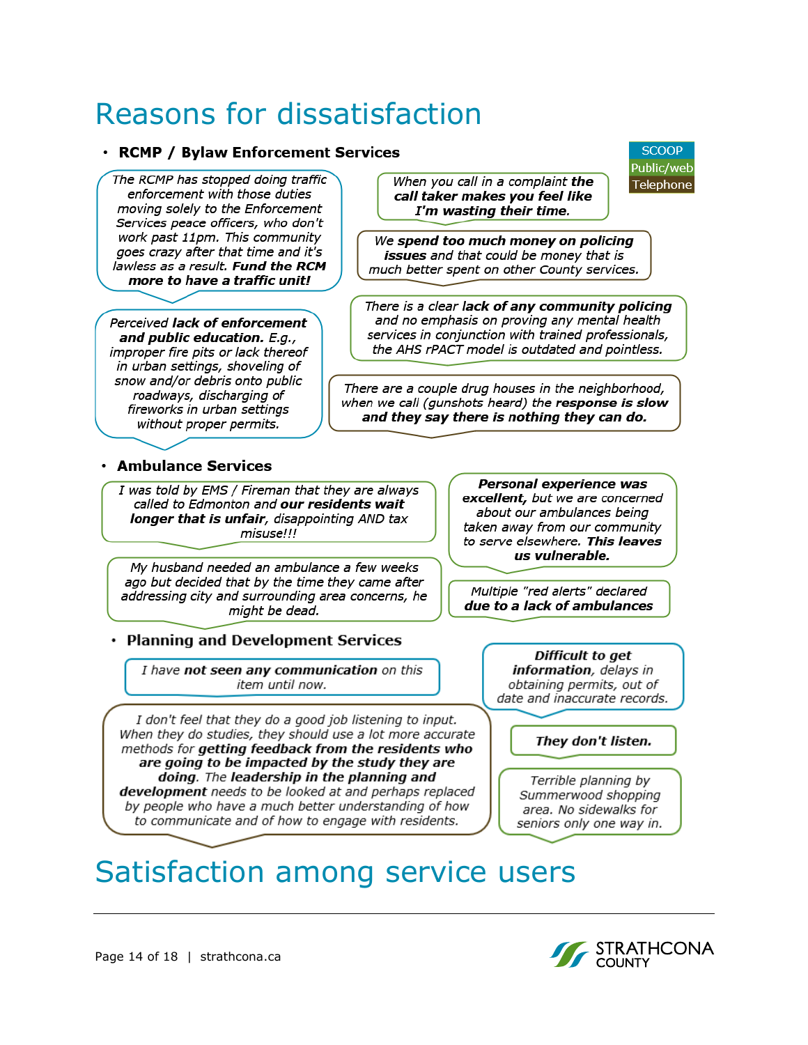# Reasons for dissatisfaction

SCOOP
Public/web
Telephone

- **RCMP / Bylaw Enforcement Services**

*The RCMP has stopped doing traffic enforcement with those duties moving solely to the Enforcement Services peace officers, who don't work past 11pm. This community goes crazy after that time and it's lawless as a result. **Fund the RCM more to have a traffic unit!***

*When you call in a complaint **the call taker makes you feel like I'm wasting their time.***

*We **spend too much money on policing issues** and that could be money that is much better spent on other County services.*

*Perceived **lack of enforcement and public education.** E.g., improper fire pits or lack thereof in urban settings, shoveling of snow and/or debris onto public roadways, discharging of fireworks in urban settings without proper permits.*

*There is a clear **lack of any community policing** and no emphasis on proving any mental health services in conjunction with trained professionals, the AHS rPACT model is outdated and pointless.*

*There are a couple drug houses in the neighborhood, when we call (gunshots heard) the **response is slow and they say there is nothing they can do.***

- **Ambulance Services**

*I was told by EMS / Fireman that they are always called to Edmonton and **our residents wait longer that is unfair**, disappointing AND tax misuse!!!*

***Personal experience was excellent,** but we are concerned about our ambulances being taken away from our community to serve elsewhere. **This leaves us vulnerable.***

*My husband needed an ambulance a few weeks ago but decided that by the time they came after addressing city and surrounding area concerns, he might be dead.*

*Multiple "red alerts" declared **due to a lack of ambulances***

- **Planning and Development Services**

*I have **not seen any communication** on this item until now.*

***Difficult to get information**, delays in obtaining permits, out of date and inaccurate records.*

*I don't feel that they do a good job listening to input. When they do studies, they should use a lot more accurate methods for **getting feedback from the residents who are going to be impacted by the study they are doing**. The **leadership in the planning and development** needs to be looked at and perhaps replaced by people who have a much better understanding of how to communicate and of how to engage with residents.*

***They don't listen.***

*Terrible planning by Summerwood shopping area. No sidewalks for seniors only one way in.*

# Satisfaction among service users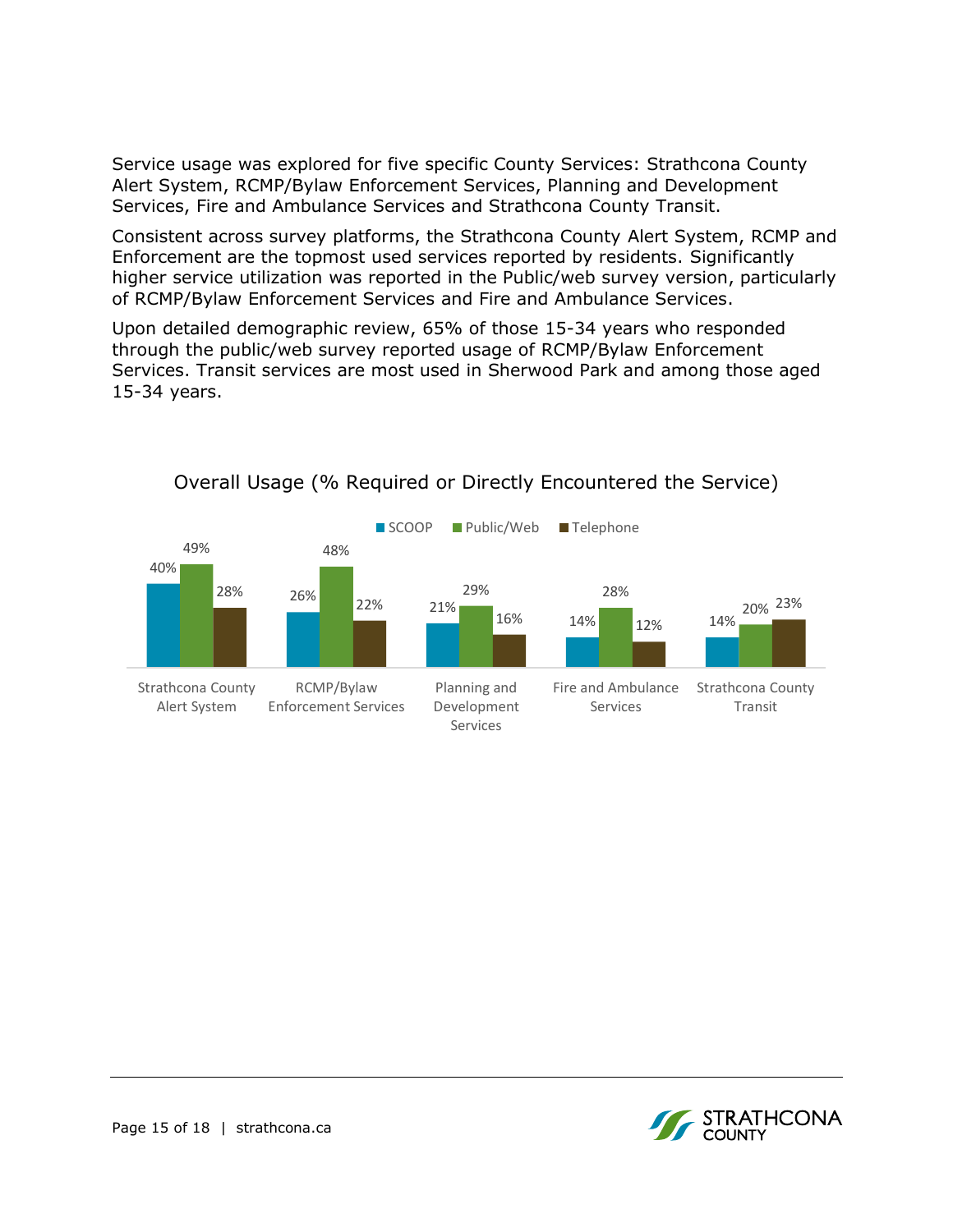Service usage was explored for five specific County Services: Strathcona County Alert System, RCMP/Bylaw Enforcement Services, Planning and Development Services, Fire and Ambulance Services and Strathcona County Transit.

Consistent across survey platforms, the Strathcona County Alert System, RCMP and Enforcement are the topmost used services reported by residents. Significantly higher service utilization was reported in the Public/web survey version, particularly of RCMP/Bylaw Enforcement Services and Fire and Ambulance Services.

Upon detailed demographic review, 65% of those 15-34 years who responded through the public/web survey reported usage of RCMP/Bylaw Enforcement Services. Transit services are most used in Sherwood Park and among those aged 15-34 years.

**Overall Usage (% Required or Directly Encountered the Service)**

| Service | SCOOP | Public/Web | Telephone |
| --- | --- | --- | --- |
| Strathcona County Alert System | 40% | 49% | 28% |
| RCMP/Bylaw Enforcement Services | 26% | 48% | 22% |
| Planning and Development Services | 21% | 29% | 16% |
| Fire and Ambulance Services | 14% | 28% | 12% |
| Strathcona County Transit | 14% | 20% | 23% |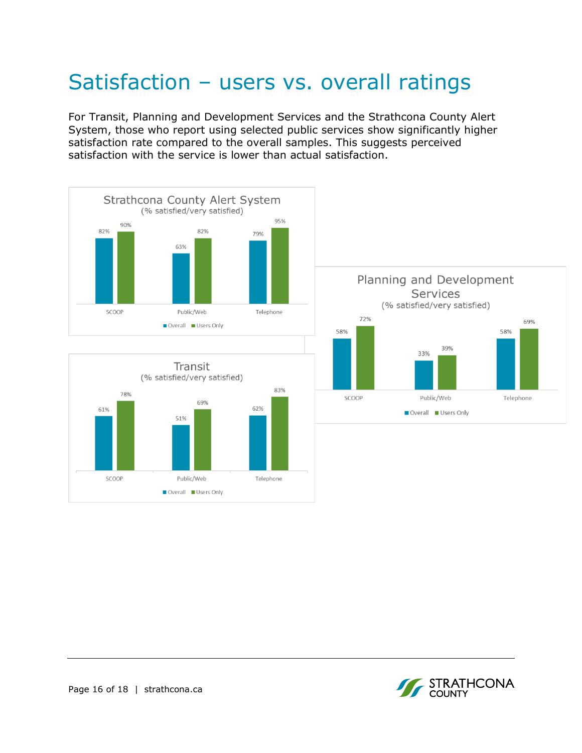# Satisfaction – users vs. overall ratings

For Transit, Planning and Development Services and the Strathcona County Alert System, those who report using selected public services show significantly higher satisfaction rate compared to the overall samples. This suggests perceived satisfaction with the service is lower than actual satisfaction.

**Strathcona County Alert System**
(% satisfied/very satisfied)

| | Overall | Users Only |
|---|---|---|
| SCOOP | 82% | 90% |
| Public/Web | 63% | 82% |
| Telephone | 79% | 95% |

**Planning and Development Services**
(% satisfied/very satisfied)

| | Overall | Users Only |
|---|---|---|
| SCOOP | 58% | 72% |
| Public/Web | 33% | 39% |
| Telephone | 58% | 69% |

**Transit**
(% satisfied/very satisfied)

| | Overall | Users Only |
|---|---|---|
| SCOOP | 61% | 78% |
| Public/Web | 51% | 69% |
| Telephone | 62% | 83% |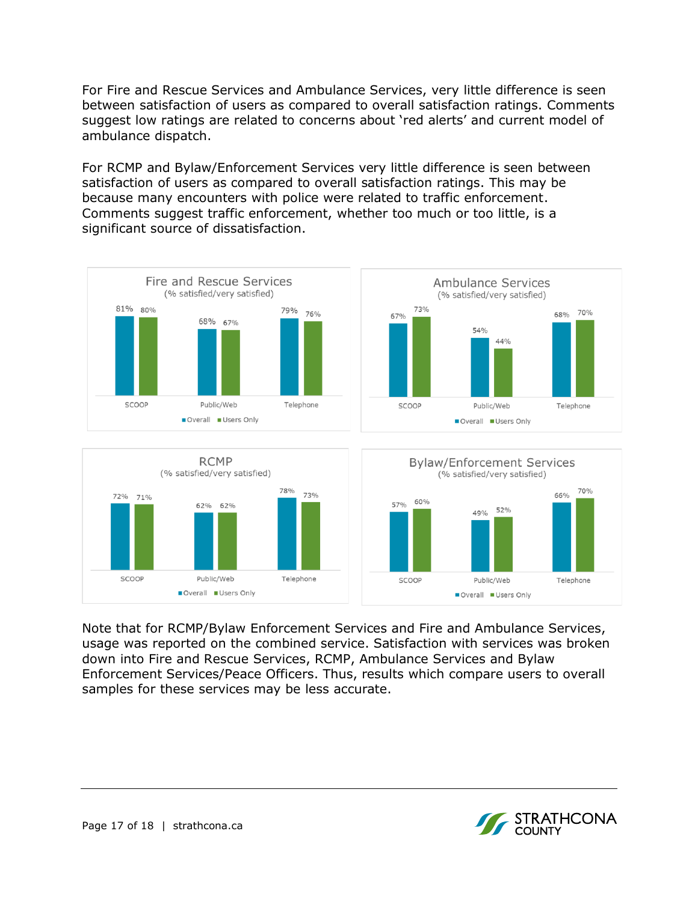For Fire and Rescue Services and Ambulance Services, very little difference is seen between satisfaction of users as compared to overall satisfaction ratings. Comments suggest low ratings are related to concerns about 'red alerts' and current model of ambulance dispatch.

For RCMP and Bylaw/Enforcement Services very little difference is seen between satisfaction of users as compared to overall satisfaction ratings. This may be because many encounters with police were related to traffic enforcement. Comments suggest traffic enforcement, whether too much or too little, is a significant source of dissatisfaction.

**Fire and Rescue Services**
(% satisfied/very satisfied)

| | SCOOP | Public/Web | Telephone |
|---|---|---|---|
| Overall | 81% | 68% | 79% |
| Users Only | 80% | 67% | 76% |

**Ambulance Services**
(% satisfied/very satisfied)

| | SCOOP | Public/Web | Telephone |
|---|---|---|---|
| Overall | 67% | 54% | 68% |
| Users Only | 73% | 44% | 70% |

**RCMP**
(% satisfied/very satisfied)

| | SCOOP | Public/Web | Telephone |
|---|---|---|---|
| Overall | 72% | 62% | 78% |
| Users Only | 71% | 62% | 73% |

**Bylaw/Enforcement Services**
(% satisfied/very satisfied)

| | SCOOP | Public/Web | Telephone |
|---|---|---|---|
| Overall | 57% | 49% | 66% |
| Users Only | 60% | 52% | 70% |

Note that for RCMP/Bylaw Enforcement Services and Fire and Ambulance Services, usage was reported on the combined service. Satisfaction with services was broken down into Fire and Rescue Services, RCMP, Ambulance Services and Bylaw Enforcement Services/Peace Officers. Thus, results which compare users to overall samples for these services may be less accurate.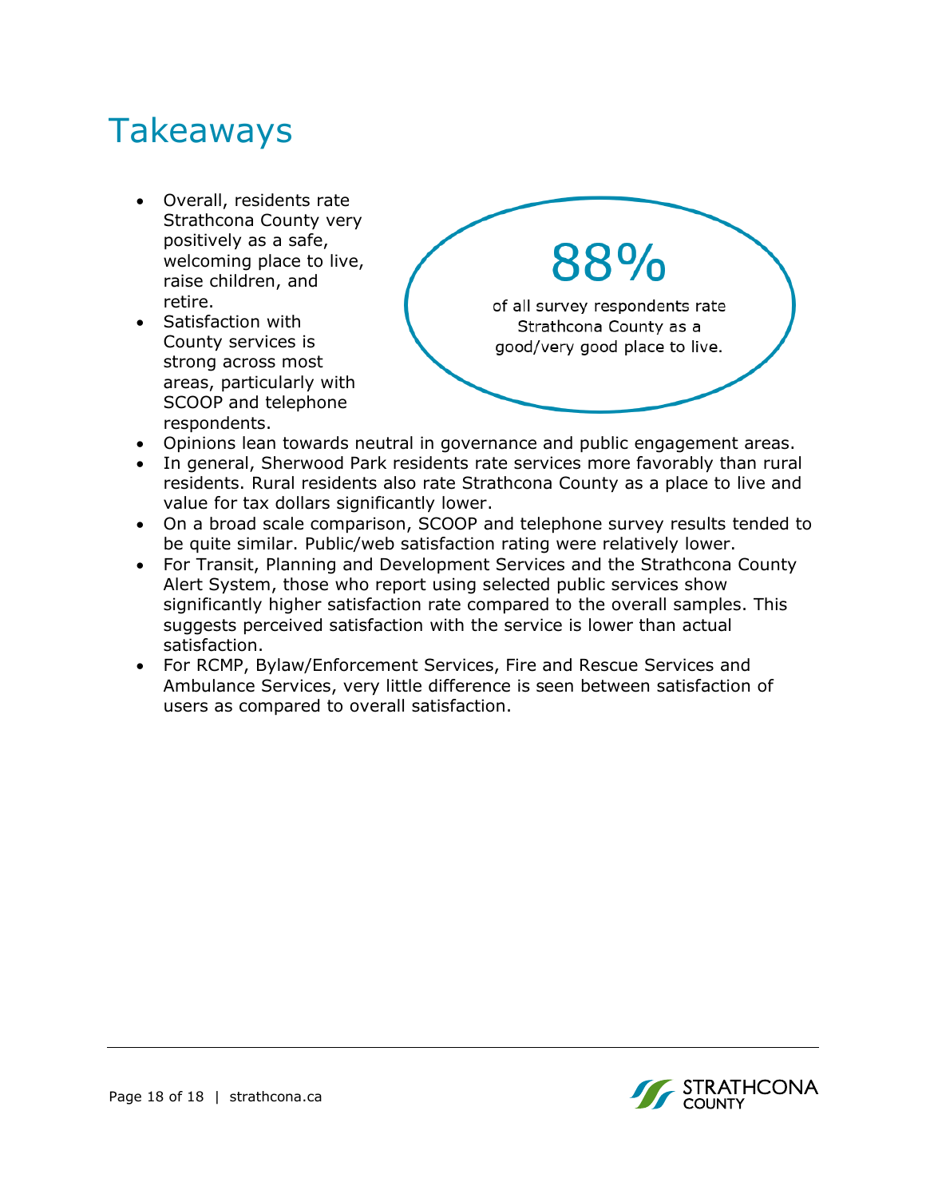# Takeaways

- Overall, residents rate Strathcona County very positively as a safe, welcoming place to live, raise children, and retire.
- Satisfaction with County services is strong across most areas, particularly with SCOOP and telephone respondents.
- Opinions lean towards neutral in governance and public engagement areas.
- In general, Sherwood Park residents rate services more favorably than rural residents. Rural residents also rate Strathcona County as a place to live and value for tax dollars significantly lower.
- On a broad scale comparison, SCOOP and telephone survey results tended to be quite similar. Public/web satisfaction rating were relatively lower.
- For Transit, Planning and Development Services and the Strathcona County Alert System, those who report using selected public services show significantly higher satisfaction rate compared to the overall samples. This suggests perceived satisfaction with the service is lower than actual satisfaction.
- For RCMP, Bylaw/Enforcement Services, Fire and Rescue Services and Ambulance Services, very little difference is seen between satisfaction of users as compared to overall satisfaction.

**88%**

of all survey respondents rate Strathcona County as a good/very good place to live.